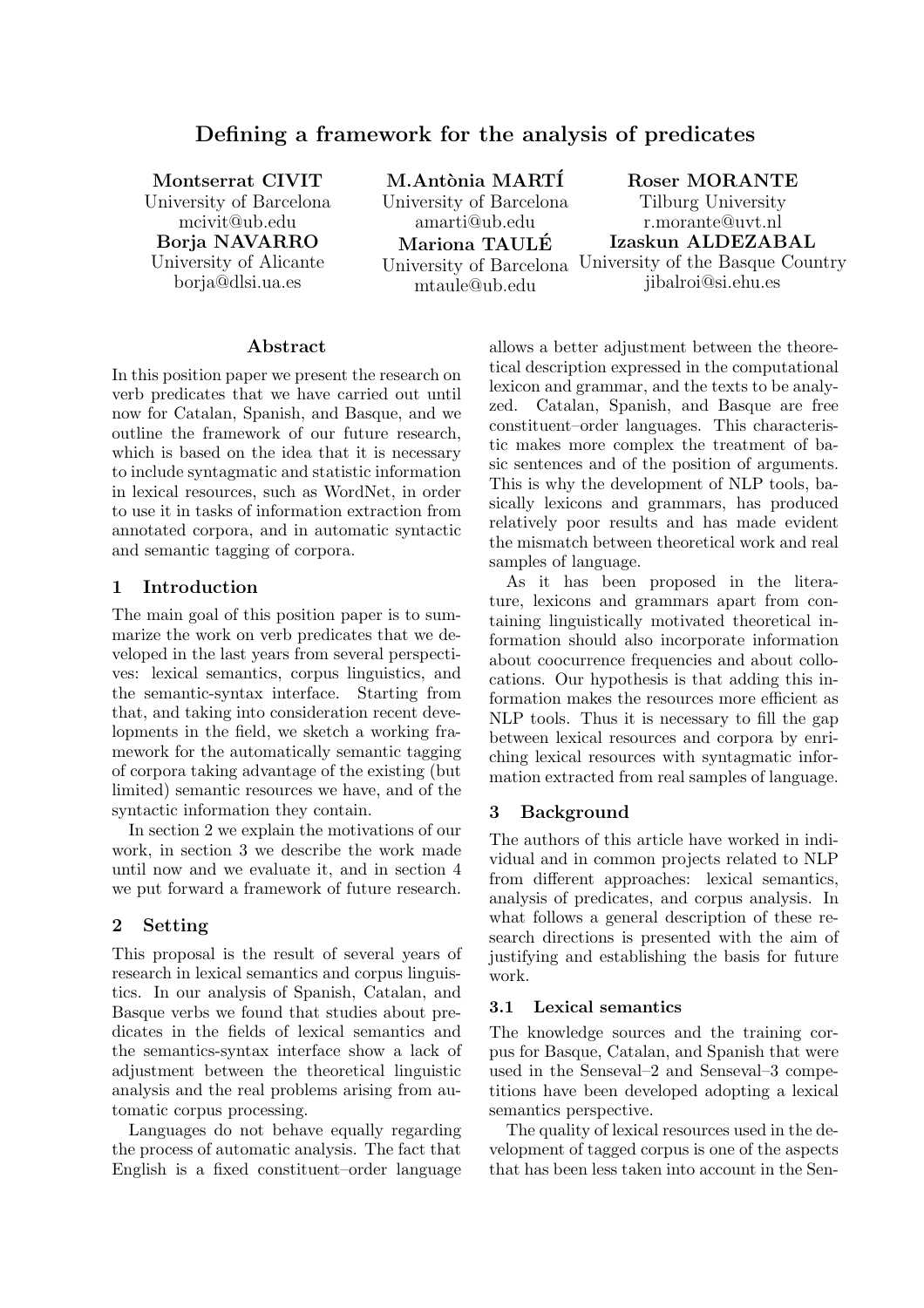# Defining a framework for the analysis of predicates

**Montserrat CIVIT**
University of Barcelona
mcivit@ub.edu

**Borja NAVARRO**
University of Alicante
borja@dlsi.ua.es

**M.Antònia MARTÍ**
University of Barcelona
amarti@ub.edu

**Mariona TAULÉ**
University of Barcelona
mtaule@ub.edu

**Roser MORANTE**
Tilburg University
r.morante@uvt.nl

**Izaskun ALDEZABAL**
University of the Basque Country
jibalroi@si.ehu.es

### Abstract

In this position paper we present the research on verb predicates that we have carried out until now for Catalan, Spanish, and Basque, and we outline the framework of our future research, which is based on the idea that it is necessary to include syntagmatic and statistic information in lexical resources, such as WordNet, in order to use it in tasks of information extraction from annotated corpora, and in automatic syntactic and semantic tagging of corpora.

## 1 Introduction

The main goal of this position paper is to summarize the work on verb predicates that we developed in the last years from several perspectives: lexical semantics, corpus linguistics, and the semantic-syntax interface. Starting from that, and taking into consideration recent developments in the field, we sketch a working framework for the automatically semantic tagging of corpora taking advantage of the existing (but limited) semantic resources we have, and of the syntactic information they contain.

In section 2 we explain the motivations of our work, in section 3 we describe the work made until now and we evaluate it, and in section 4 we put forward a framework of future research.

## 2 Setting

This proposal is the result of several years of research in lexical semantics and corpus linguistics. In our analysis of Spanish, Catalan, and Basque verbs we found that studies about predicates in the fields of lexical semantics and the semantics-syntax interface show a lack of adjustment between the theoretical linguistic analysis and the real problems arising from automatic corpus processing.

Languages do not behave equally regarding the process of automatic analysis. The fact that English is a fixed constituent–order language allows a better adjustment between the theoretical description expressed in the computational lexicon and grammar, and the texts to be analyzed. Catalan, Spanish, and Basque are free constituent–order languages. This characteristic makes more complex the treatment of basic sentences and of the position of arguments. This is why the development of NLP tools, basically lexicons and grammars, has produced relatively poor results and has made evident the mismatch between theoretical work and real samples of language.

As it has been proposed in the literature, lexicons and grammars apart from containing linguistically motivated theoretical information should also incorporate information about coocurrence frequencies and about collocations. Our hypothesis is that adding this information makes the resources more efficient as NLP tools. Thus it is necessary to fill the gap between lexical resources and corpora by enriching lexical resources with syntagmatic information extracted from real samples of language.

## 3 Background

The authors of this article have worked in individual and in common projects related to NLP from different approaches: lexical semantics, analysis of predicates, and corpus analysis. In what follows a general description of these research directions is presented with the aim of justifying and establishing the basis for future work.

### 3.1 Lexical semantics

The knowledge sources and the training corpus for Basque, Catalan, and Spanish that were used in the Senseval–2 and Senseval–3 competitions have been developed adopting a lexical semantics perspective.

The quality of lexical resources used in the development of tagged corpus is one of the aspects that has been less taken into account in the Sen-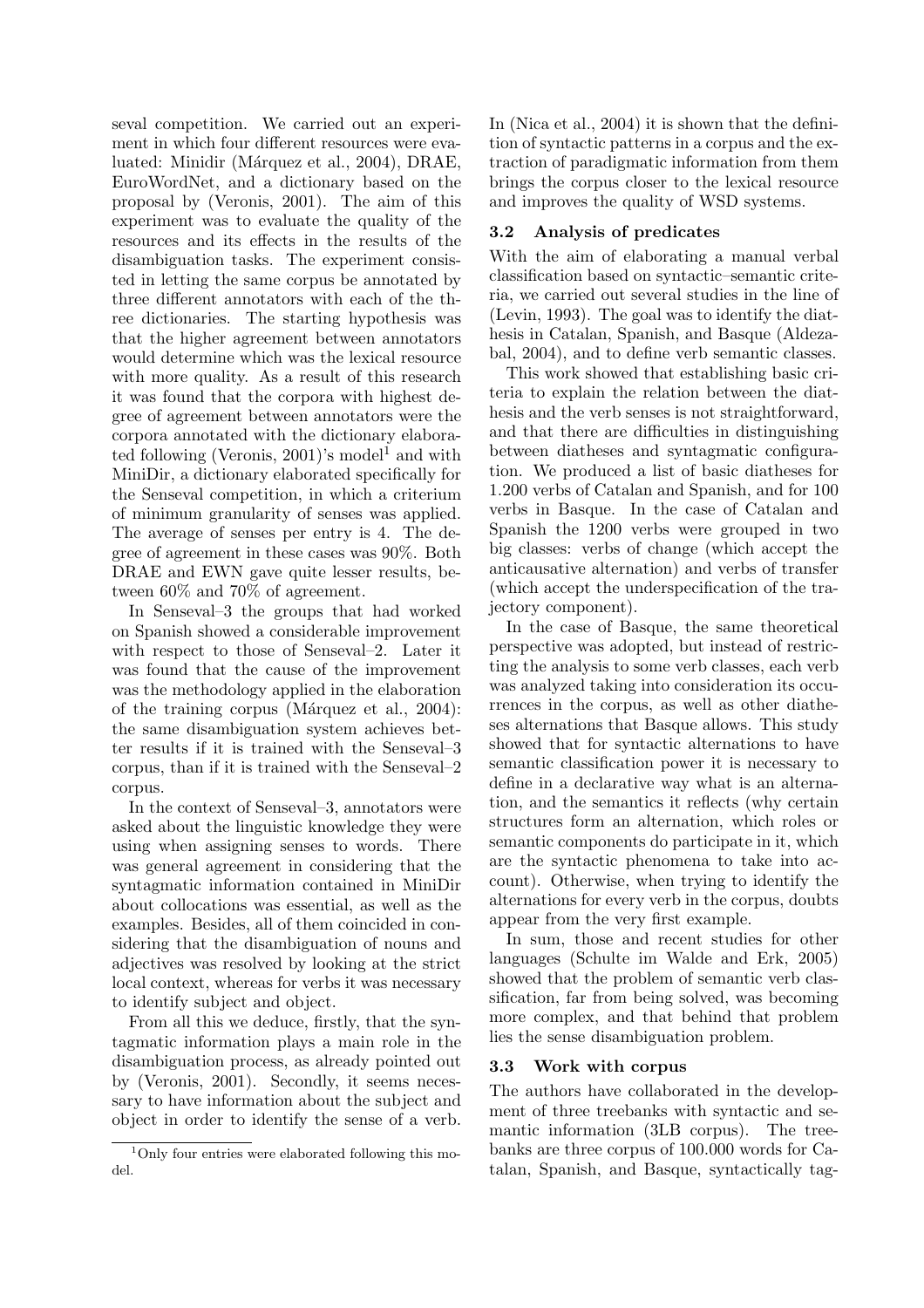seval competition. We carried out an experiment in which four different resources were evaluated: Minidir (Márquez et al., 2004), DRAE, EuroWordNet, and a dictionary based on the proposal by (Veronis, 2001). The aim of this experiment was to evaluate the quality of the resources and its effects in the results of the disambiguation tasks. The experiment consisted in letting the same corpus be annotated by three different annotators with each of the three dictionaries. The starting hypothesis was that the higher agreement between annotators would determine which was the lexical resource with more quality. As a result of this research it was found that the corpora with highest degree of agreement between annotators were the corpora annotated with the dictionary elaborated following (Veronis, 2001)'s model[1] and with MiniDir, a dictionary elaborated specifically for the Senseval competition, in which a criterium of minimum granularity of senses was applied. The average of senses per entry is 4. The degree of agreement in these cases was 90%. Both DRAE and EWN gave quite lesser results, between 60% and 70% of agreement.

In Senseval–3 the groups that had worked on Spanish showed a considerable improvement with respect to those of Senseval–2. Later it was found that the cause of the improvement was the methodology applied in the elaboration of the training corpus (Márquez et al., 2004): the same disambiguation system achieves better results if it is trained with the Senseval–3 corpus, than if it is trained with the Senseval–2 corpus.

In the context of Senseval–3, annotators were asked about the linguistic knowledge they were using when assigning senses to words. There was general agreement in considering that the syntagmatic information contained in MiniDir about collocations was essential, as well as the examples. Besides, all of them coincided in considering that the disambiguation of nouns and adjectives was resolved by looking at the strict local context, whereas for verbs it was necessary to identify subject and object.

From all this we deduce, firstly, that the syntagmatic information plays a main role in the disambiguation process, as already pointed out by (Veronis, 2001). Secondly, it seems necessary to have information about the subject and object in order to identify the sense of a verb. In (Nica et al., 2004) it is shown that the definition of syntactic patterns in a corpus and the extraction of paradigmatic information from them brings the corpus closer to the lexical resource and improves the quality of WSD systems.

### 3.2 Analysis of predicates

With the aim of elaborating a manual verbal classification based on syntactic–semantic criteria, we carried out several studies in the line of (Levin, 1993). The goal was to identify the diathesis in Catalan, Spanish, and Basque (Aldezabal, 2004), and to define verb semantic classes.

This work showed that establishing basic criteria to explain the relation between the diathesis and the verb senses is not straightforward, and that there are difficulties in distinguishing between diatheses and syntagmatic configuration. We produced a list of basic diatheses for 1.200 verbs of Catalan and Spanish, and for 100 verbs in Basque. In the case of Catalan and Spanish the 1200 verbs were grouped in two big classes: verbs of change (which accept the anticausative alternation) and verbs of transfer (which accept the underspecification of the trajectory component).

In the case of Basque, the same theoretical perspective was adopted, but instead of restricting the analysis to some verb classes, each verb was analyzed taking into consideration its occurrences in the corpus, as well as other diatheses alternations that Basque allows. This study showed that for syntactic alternations to have semantic classification power it is necessary to define in a declarative way what is an alternation, and the semantics it reflects (why certain structures form an alternation, which roles or semantic components do participate in it, which are the syntactic phenomena to take into account). Otherwise, when trying to identify the alternations for every verb in the corpus, doubts appear from the very first example.

In sum, those and recent studies for other languages (Schulte im Walde and Erk, 2005) showed that the problem of semantic verb classification, far from being solved, was becoming more complex, and that behind that problem lies the sense disambiguation problem.

### 3.3 Work with corpus

The authors have collaborated in the development of three treebanks with syntactic and semantic information (3LB corpus). The treebanks are three corpus of 100.000 words for Catalan, Spanish, and Basque, syntactically tag-

[1] Only four entries were elaborated following this model.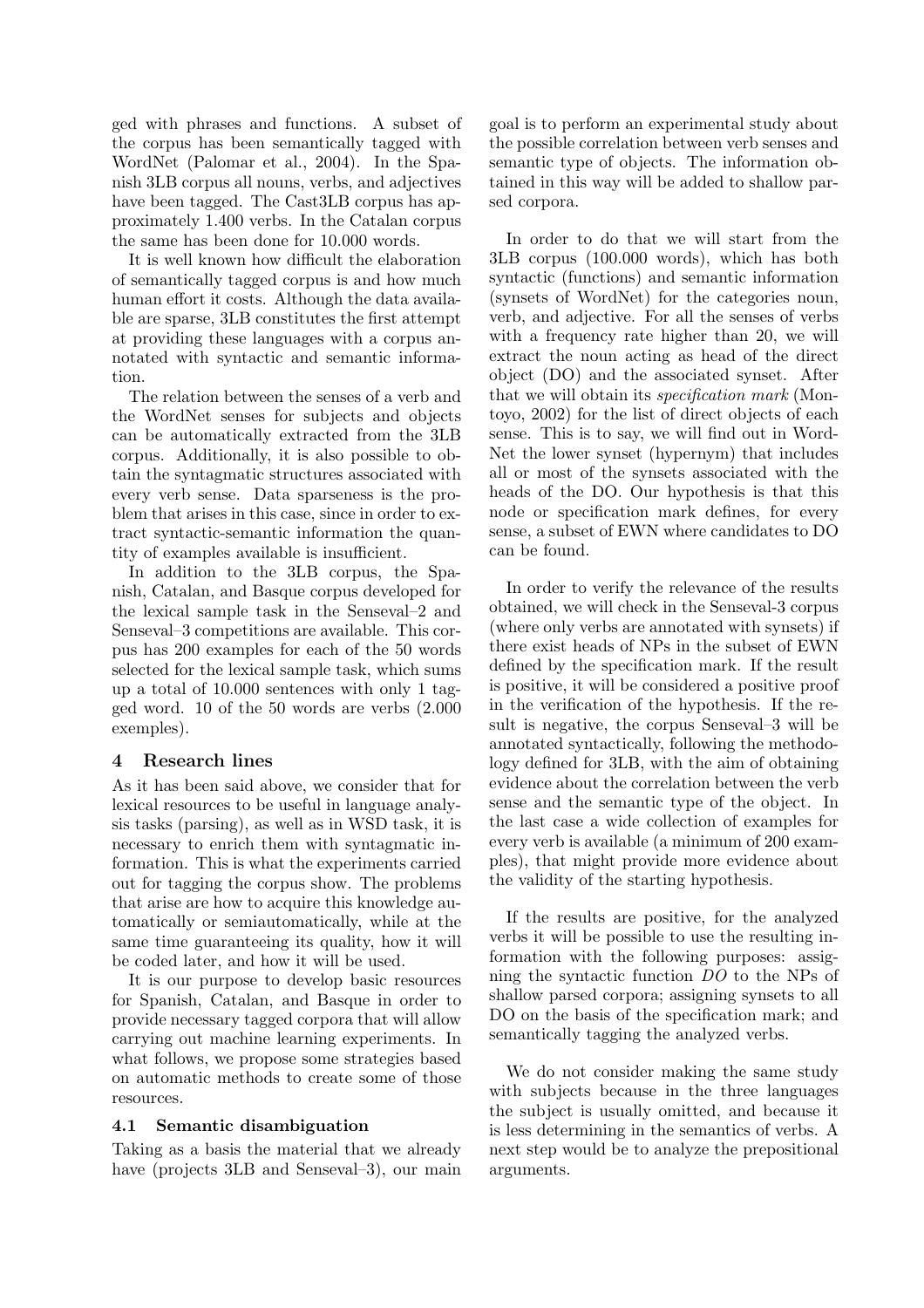ged with phrases and functions. A subset of the corpus has been semantically tagged with WordNet (Palomar et al., 2004). In the Spanish 3LB corpus all nouns, verbs, and adjectives have been tagged. The Cast3LB corpus has approximately 1.400 verbs. In the Catalan corpus the same has been done for 10.000 words.

It is well known how difficult the elaboration of semantically tagged corpus is and how much human effort it costs. Although the data available are sparse, 3LB constitutes the first attempt at providing these languages with a corpus annotated with syntactic and semantic information.

The relation between the senses of a verb and the WordNet senses for subjects and objects can be automatically extracted from the 3LB corpus. Additionally, it is also possible to obtain the syntagmatic structures associated with every verb sense. Data sparseness is the problem that arises in this case, since in order to extract syntactic-semantic information the quantity of examples available is insufficient.

In addition to the 3LB corpus, the Spanish, Catalan, and Basque corpus developed for the lexical sample task in the Senseval–2 and Senseval–3 competitions are available. This corpus has 200 examples for each of the 50 words selected for the lexical sample task, which sums up a total of 10.000 sentences with only 1 tagged word. 10 of the 50 words are verbs (2.000 exemples).

## 4 Research lines

As it has been said above, we consider that for lexical resources to be useful in language analysis tasks (parsing), as well as in WSD task, it is necessary to enrich them with syntagmatic information. This is what the experiments carried out for tagging the corpus show. The problems that arise are how to acquire this knowledge automatically or semiautomatically, while at the same time guaranteeing its quality, how it will be coded later, and how it will be used.

It is our purpose to develop basic resources for Spanish, Catalan, and Basque in order to provide necessary tagged corpora that will allow carrying out machine learning experiments. In what follows, we propose some strategies based on automatic methods to create some of those resources.

### 4.1 Semantic disambiguation

Taking as a basis the material that we already have (projects 3LB and Senseval–3), our main goal is to perform an experimental study about the possible correlation between verb senses and semantic type of objects. The information obtained in this way will be added to shallow parsed corpora.

In order to do that we will start from the 3LB corpus (100.000 words), which has both syntactic (functions) and semantic information (synsets of WordNet) for the categories noun, verb, and adjective. For all the senses of verbs with a frequency rate higher than 20, we will extract the noun acting as head of the direct object (DO) and the associated synset. After that we will obtain its *specification mark* (Montoyo, 2002) for the list of direct objects of each sense. This is to say, we will find out in WordNet the lower synset (hypernym) that includes all or most of the synsets associated with the heads of the DO. Our hypothesis is that this node or specification mark defines, for every sense, a subset of EWN where candidates to DO can be found.

In order to verify the relevance of the results obtained, we will check in the Senseval-3 corpus (where only verbs are annotated with synsets) if there exist heads of NPs in the subset of EWN defined by the specification mark. If the result is positive, it will be considered a positive proof in the verification of the hypothesis. If the result is negative, the corpus Senseval–3 will be annotated syntactically, following the methodology defined for 3LB, with the aim of obtaining evidence about the correlation between the verb sense and the semantic type of the object. In the last case a wide collection of examples for every verb is available (a minimum of 200 examples), that might provide more evidence about the validity of the starting hypothesis.

If the results are positive, for the analyzed verbs it will be possible to use the resulting information with the following purposes: assigning the syntactic function *DO* to the NPs of shallow parsed corpora; assigning synsets to all DO on the basis of the specification mark; and semantically tagging the analyzed verbs.

We do not consider making the same study with subjects because in the three languages the subject is usually omitted, and because it is less determining in the semantics of verbs. A next step would be to analyze the prepositional arguments.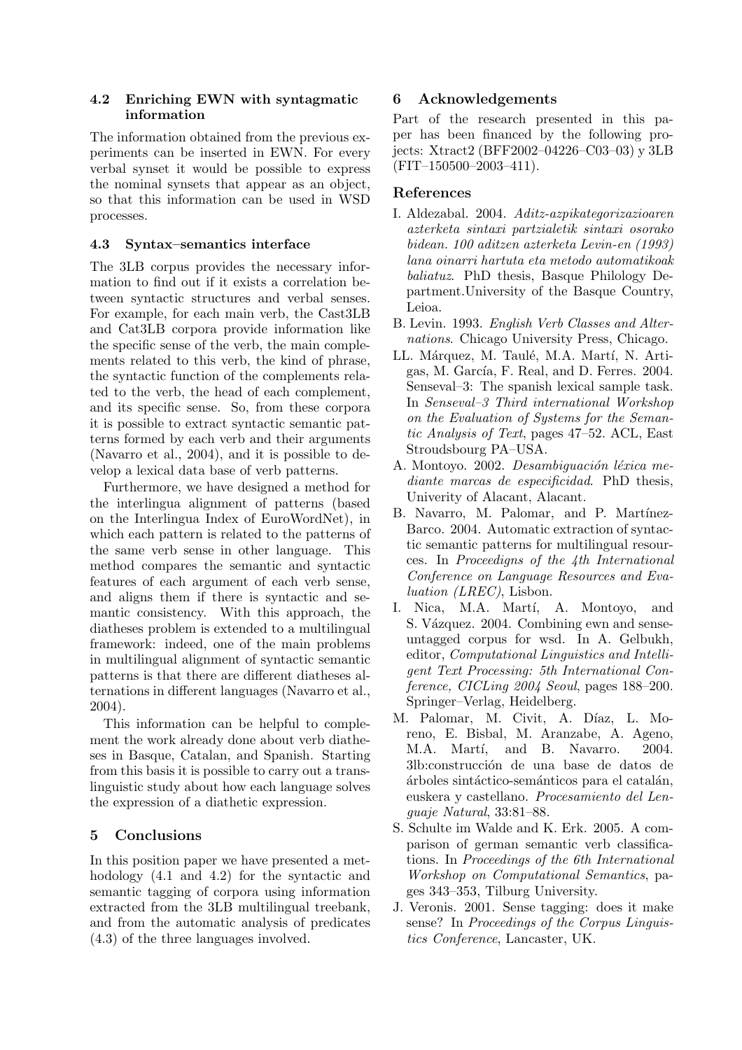### 4.2 Enriching EWN with syntagmatic information

The information obtained from the previous experiments can be inserted in EWN. For every verbal synset it would be possible to express the nominal synsets that appear as an object, so that this information can be used in WSD processes.

### 4.3 Syntax–semantics interface

The 3LB corpus provides the necessary information to find out if it exists a correlation between syntactic structures and verbal senses. For example, for each main verb, the Cast3LB and Cat3LB corpora provide information like the specific sense of the verb, the main complements related to this verb, the kind of phrase, the syntactic function of the complements related to the verb, the head of each complement, and its specific sense. So, from these corpora it is possible to extract syntactic semantic patterns formed by each verb and their arguments (Navarro et al., 2004), and it is possible to develop a lexical data base of verb patterns.

Furthermore, we have designed a method for the interlingua alignment of patterns (based on the Interlingua Index of EuroWordNet), in which each pattern is related to the patterns of the same verb sense in other language. This method compares the semantic and syntactic features of each argument of each verb sense, and aligns them if there is syntactic and semantic consistency. With this approach, the diatheses problem is extended to a multilingual framework: indeed, one of the main problems in multilingual alignment of syntactic semantic patterns is that there are different diatheses alternations in different languages (Navarro et al., 2004).

This information can be helpful to complement the work already done about verb diatheses in Basque, Catalan, and Spanish. Starting from this basis it is possible to carry out a translinguistic study about how each language solves the expression of a diathetic expression.

## 5 Conclusions

In this position paper we have presented a methodology (4.1 and 4.2) for the syntactic and semantic tagging of corpora using information extracted from the 3LB multilingual treebank, and from the automatic analysis of predicates (4.3) of the three languages involved.

## 6 Acknowledgements

Part of the research presented in this paper has been financed by the following projects: Xtract2 (BFF2002–04226–C03–03) y 3LB (FIT–150500–2003–411).

## References

I. Aldezabal. 2004. *Aditz-azpikategorizazioaren azterketa sintaxi partzialetik sintaxi osorako bidean. 100 aditzen azterketa Levin-en (1993) lana oinarri hartuta eta metodo automatikoak baliatuz*. PhD thesis, Basque Philology Department.University of the Basque Country, Leioa.

B. Levin. 1993. *English Verb Classes and Alternations*. Chicago University Press, Chicago.

LL. Márquez, M. Taulé, M.A. Martí, N. Artigas, M. García, F. Real, and D. Ferres. 2004. Senseval–3: The spanish lexical sample task. In *Senseval–3 Third international Workshop on the Evaluation of Systems for the Semantic Analysis of Text*, pages 47–52. ACL, East Stroudsbourg PA–USA.

A. Montoyo. 2002. *Desambiguación léxica mediante marcas de especificidad*. PhD thesis, Univerity of Alacant, Alacant.

B. Navarro, M. Palomar, and P. Martínez-Barco. 2004. Automatic extraction of syntactic semantic patterns for multilingual resources. In *Proceedigns of the 4th International Conference on Language Resources and Evaluation (LREC)*, Lisbon.

I. Nica, M.A. Martí, A. Montoyo, and S. Vázquez. 2004. Combining ewn and sense-untagged corpus for wsd. In A. Gelbukh, editor, *Computational Linguistics and Intelligent Text Processing: 5th International Conference, CICLing 2004 Seoul*, pages 188–200. Springer–Verlag, Heidelberg.

M. Palomar, M. Civit, A. Díaz, L. Moreno, E. Bisbal, M. Aranzabe, A. Ageno, M.A. Martí, and B. Navarro. 2004. 3lb:construcción de una base de datos de árboles sintáctico-semánticos para el catalán, euskera y castellano. *Procesamiento del Lenguaje Natural*, 33:81–88.

S. Schulte im Walde and K. Erk. 2005. A comparison of german semantic verb classifications. In *Proceedings of the 6th International Workshop on Computational Semantics*, pages 343–353, Tilburg University.

J. Veronis. 2001. Sense tagging: does it make sense? In *Proceedings of the Corpus Linguistics Conference*, Lancaster, UK.